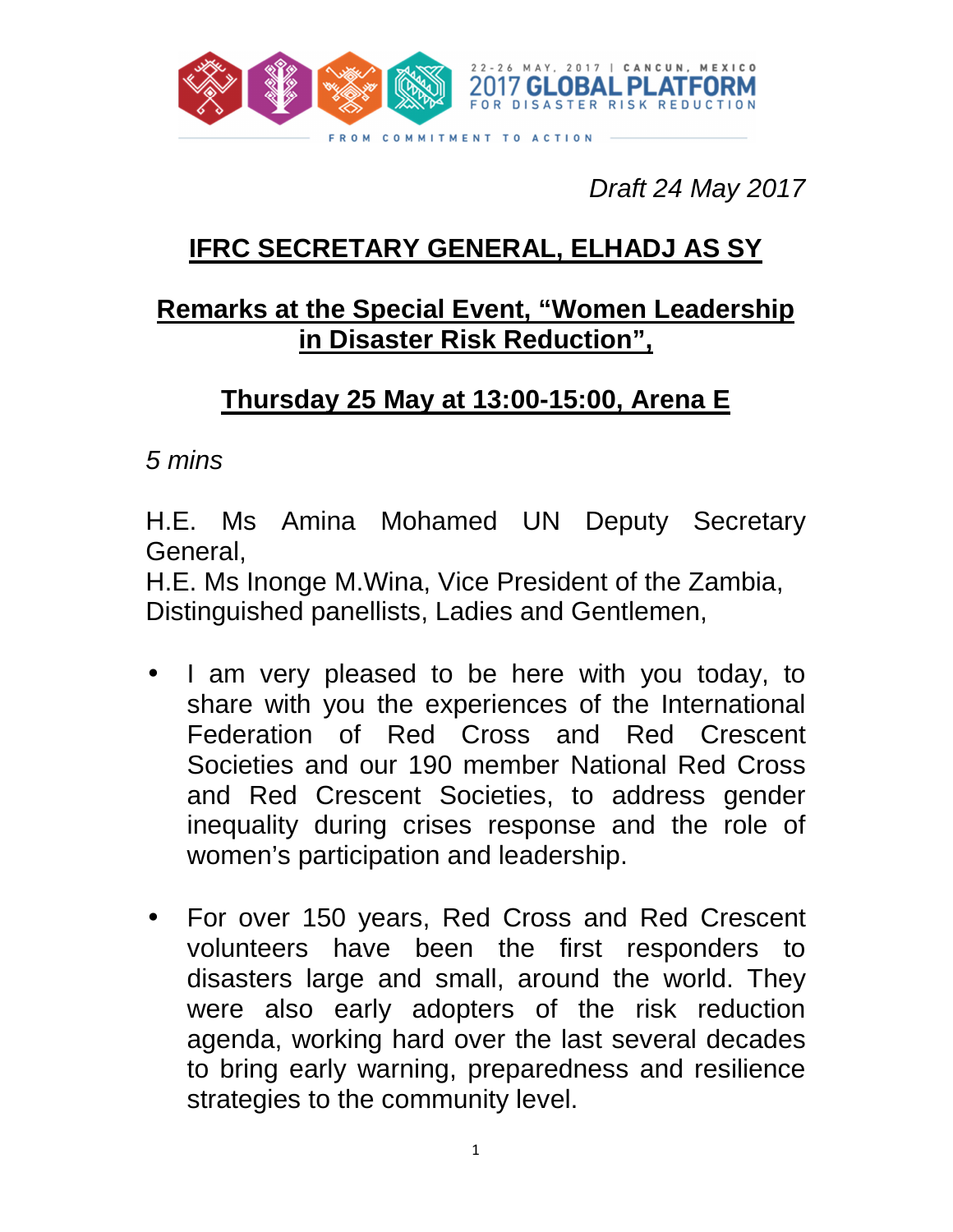*Draft 24 May 2017*

# IFRC SECRETARY GENERAL, ELHADJ AS SY

## Remarks at the Special Event, "Women Leadership in Disaster Risk Reduction",

## Thursday 25 May at 13:00-15:00, Arena E

*5 mins*

H.E. Ms Amina Mohamed UN Deputy Secretary General,
H.E. Ms Inonge M.Wina, Vice President of the Zambia,
Distinguished panellists, Ladies and Gentlemen,

- I am very pleased to be here with you today, to share with you the experiences of the International Federation of Red Cross and Red Crescent Societies and our 190 member National Red Cross and Red Crescent Societies, to address gender inequality during crises response and the role of women's participation and leadership.

- For over 150 years, Red Cross and Red Crescent volunteers have been the first responders to disasters large and small, around the world. They were also early adopters of the risk reduction agenda, working hard over the last several decades to bring early warning, preparedness and resilience strategies to the community level.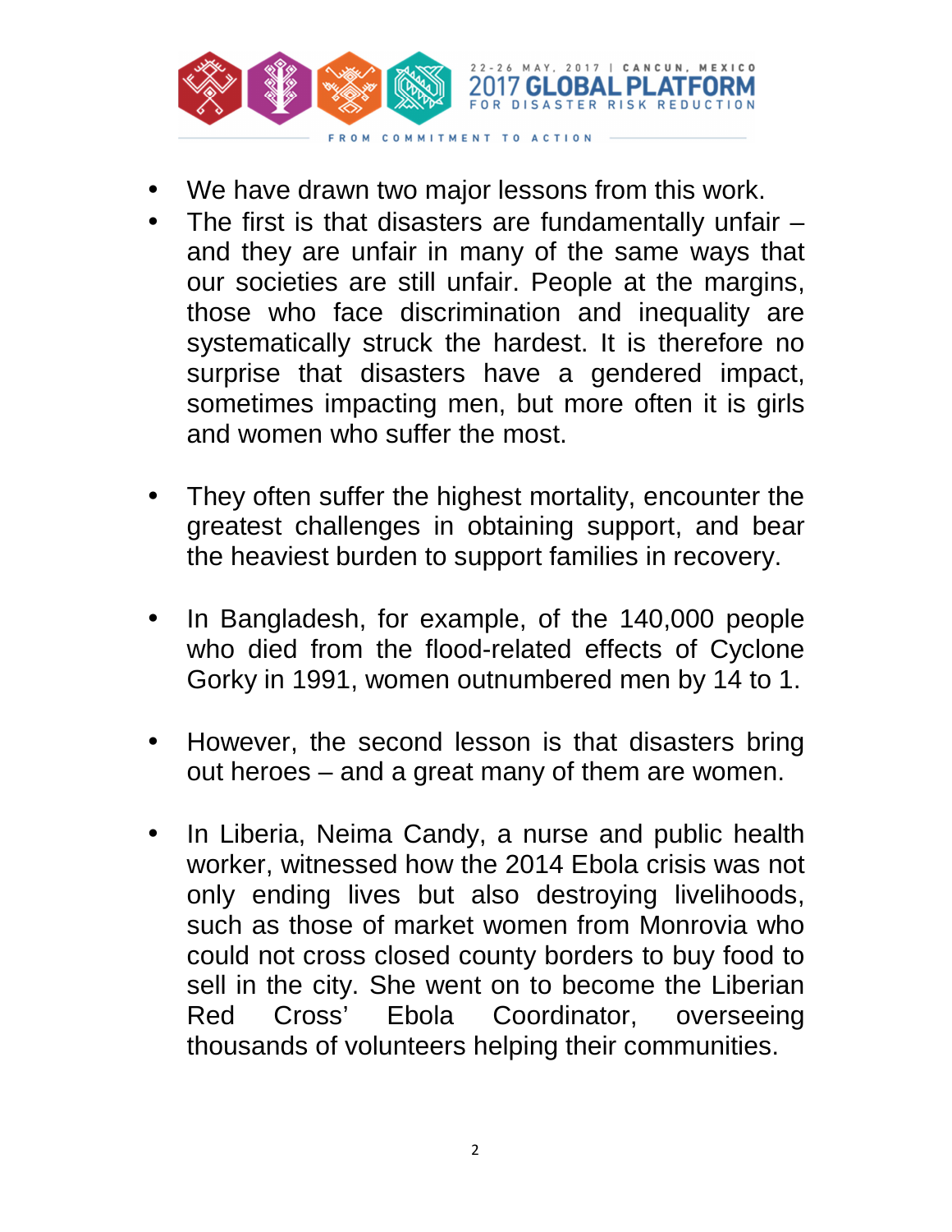- We have drawn two major lessons from this work.
- The first is that disasters are fundamentally unfair – and they are unfair in many of the same ways that our societies are still unfair. People at the margins, those who face discrimination and inequality are systematically struck the hardest. It is therefore no surprise that disasters have a gendered impact, sometimes impacting men, but more often it is girls and women who suffer the most.

- They often suffer the highest mortality, encounter the greatest challenges in obtaining support, and bear the heaviest burden to support families in recovery.

- In Bangladesh, for example, of the 140,000 people who died from the flood-related effects of Cyclone Gorky in 1991, women outnumbered men by 14 to 1.

- However, the second lesson is that disasters bring out heroes – and a great many of them are women.

- In Liberia, Neima Candy, a nurse and public health worker, witnessed how the 2014 Ebola crisis was not only ending lives but also destroying livelihoods, such as those of market women from Monrovia who could not cross closed county borders to buy food to sell in the city. She went on to become the Liberian Red Cross' Ebola Coordinator, overseeing thousands of volunteers helping their communities.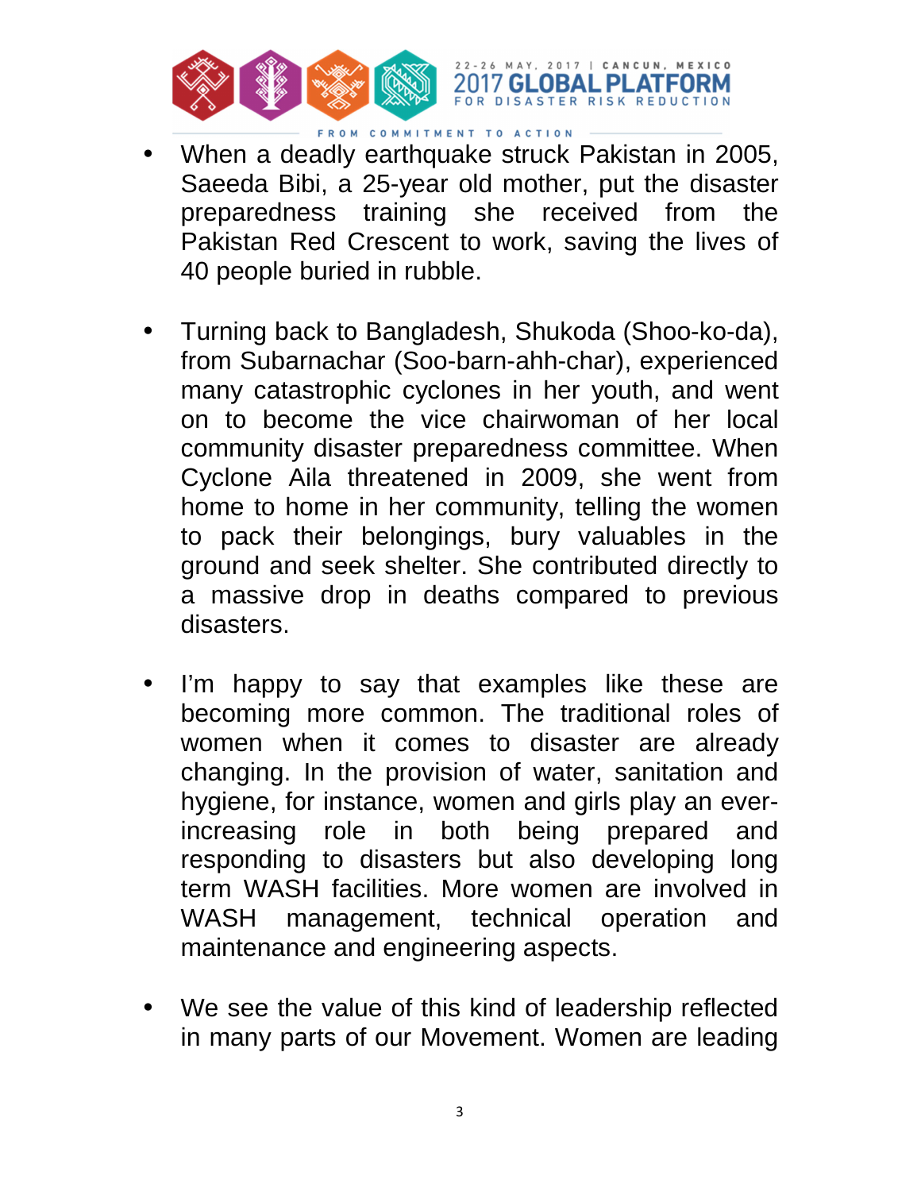- When a deadly earthquake struck Pakistan in 2005, Saeeda Bibi, a 25-year old mother, put the disaster preparedness training she received from the Pakistan Red Crescent to work, saving the lives of 40 people buried in rubble.

- Turning back to Bangladesh, Shukoda (Shoo-ko-da), from Subarnachar (Soo-barn-ahh-char), experienced many catastrophic cyclones in her youth, and went on to become the vice chairwoman of her local community disaster preparedness committee. When Cyclone Aila threatened in 2009, she went from home to home in her community, telling the women to pack their belongings, bury valuables in the ground and seek shelter. She contributed directly to a massive drop in deaths compared to previous disasters.

- I'm happy to say that examples like these are becoming more common. The traditional roles of women when it comes to disaster are already changing. In the provision of water, sanitation and hygiene, for instance, women and girls play an ever-increasing role in both being prepared and responding to disasters but also developing long term WASH facilities. More women are involved in WASH management, technical operation and maintenance and engineering aspects.

- We see the value of this kind of leadership reflected in many parts of our Movement. Women are leading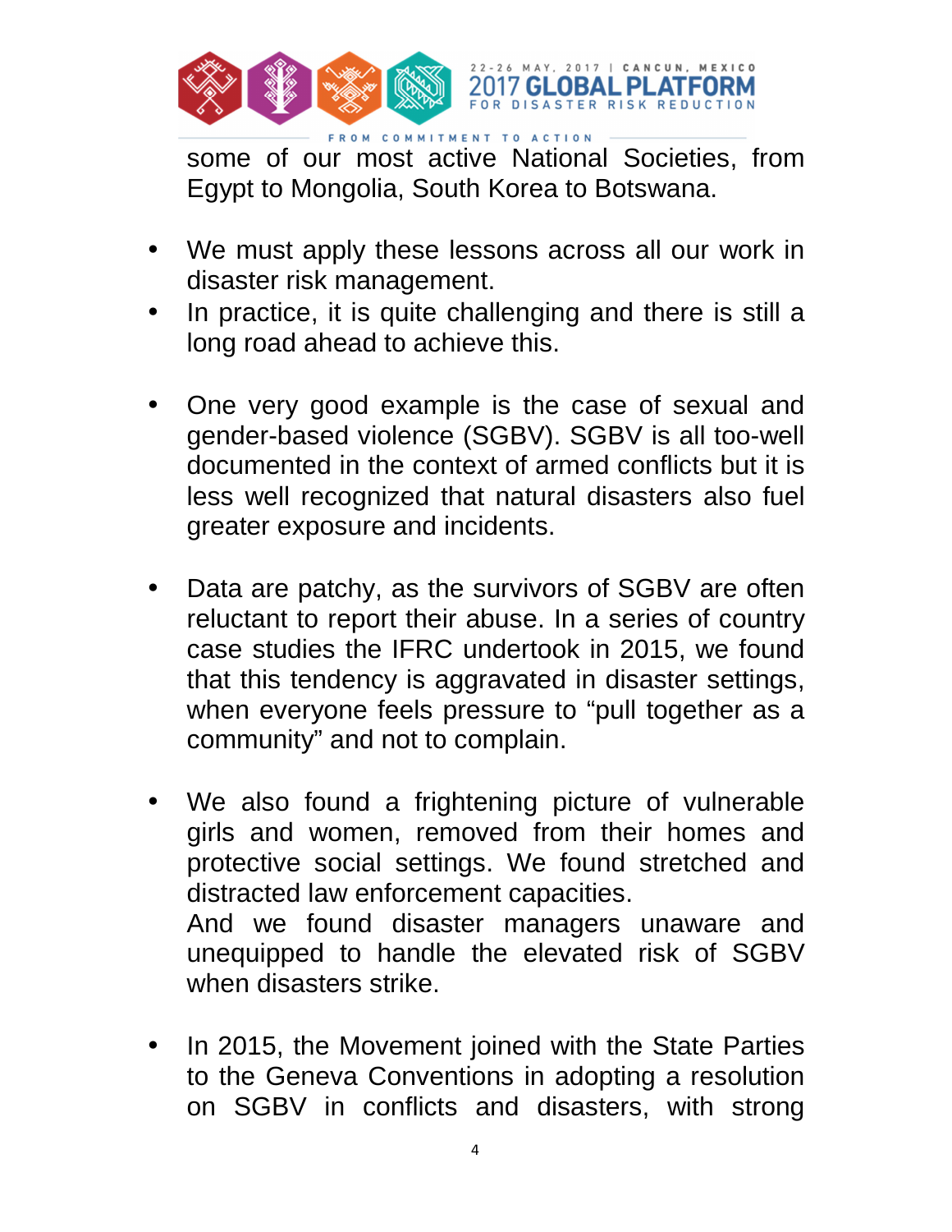some of our most active National Societies, from Egypt to Mongolia, South Korea to Botswana.

- We must apply these lessons across all our work in disaster risk management.
- In practice, it is quite challenging and there is still a long road ahead to achieve this.

- One very good example is the case of sexual and gender-based violence (SGBV). SGBV is all too-well documented in the context of armed conflicts but it is less well recognized that natural disasters also fuel greater exposure and incidents.

- Data are patchy, as the survivors of SGBV are often reluctant to report their abuse. In a series of country case studies the IFRC undertook in 2015, we found that this tendency is aggravated in disaster settings, when everyone feels pressure to "pull together as a community" and not to complain.

- We also found a frightening picture of vulnerable girls and women, removed from their homes and protective social settings. We found stretched and distracted law enforcement capacities.
  And we found disaster managers unaware and unequipped to handle the elevated risk of SGBV when disasters strike.

- In 2015, the Movement joined with the State Parties to the Geneva Conventions in adopting a resolution on SGBV in conflicts and disasters, with strong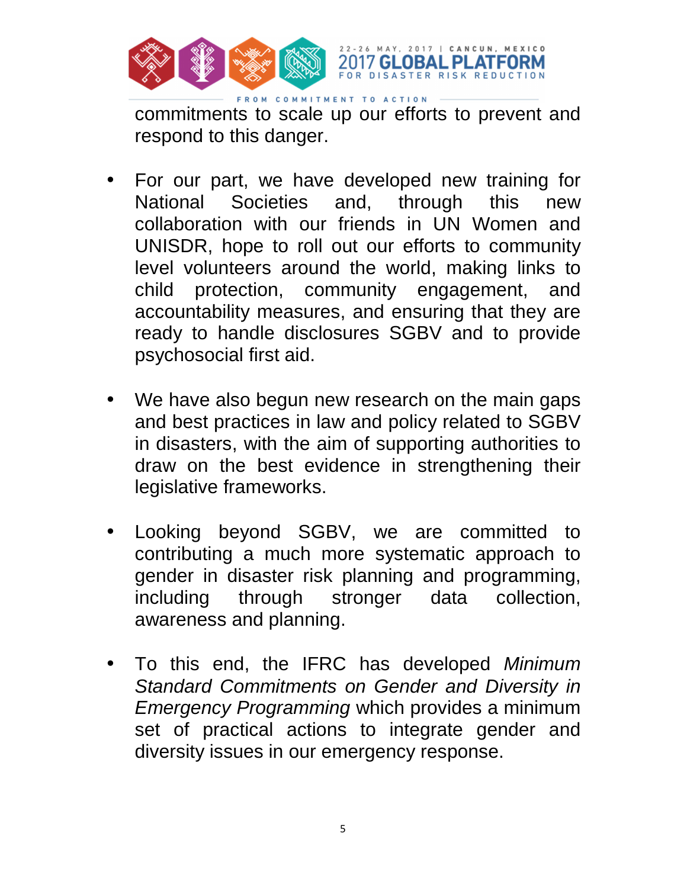commitments to scale up our efforts to prevent and respond to this danger.

- For our part, we have developed new training for National Societies and, through this new collaboration with our friends in UN Women and UNISDR, hope to roll out our efforts to community level volunteers around the world, making links to child protection, community engagement, and accountability measures, and ensuring that they are ready to handle disclosures SGBV and to provide psychosocial first aid.

- We have also begun new research on the main gaps and best practices in law and policy related to SGBV in disasters, with the aim of supporting authorities to draw on the best evidence in strengthening their legislative frameworks.

- Looking beyond SGBV, we are committed to contributing a much more systematic approach to gender in disaster risk planning and programming, including through stronger data collection, awareness and planning.

- To this end, the IFRC has developed *Minimum Standard Commitments on Gender and Diversity in Emergency Programming* which provides a minimum set of practical actions to integrate gender and diversity issues in our emergency response.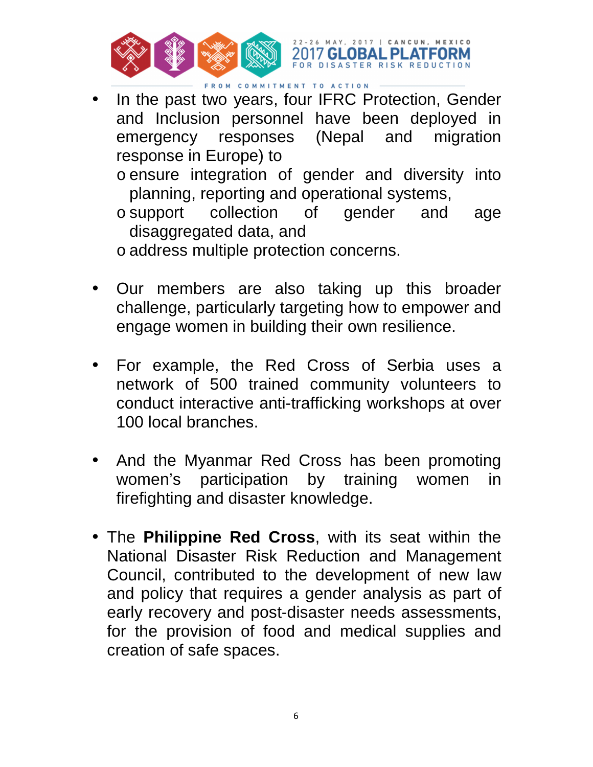- In the past two years, four IFRC Protection, Gender and Inclusion personnel have been deployed in emergency responses (Nepal and migration response in Europe) to
  - ensure integration of gender and diversity into planning, reporting and operational systems,
  - support collection of gender and age disaggregated data, and
  - address multiple protection concerns.

- Our members are also taking up this broader challenge, particularly targeting how to empower and engage women in building their own resilience.

- For example, the Red Cross of Serbia uses a network of 500 trained community volunteers to conduct interactive anti-trafficking workshops at over 100 local branches.

- And the Myanmar Red Cross has been promoting women's participation by training women in firefighting and disaster knowledge.

- The **Philippine Red Cross**, with its seat within the National Disaster Risk Reduction and Management Council, contributed to the development of new law and policy that requires a gender analysis as part of early recovery and post-disaster needs assessments, for the provision of food and medical supplies and creation of safe spaces.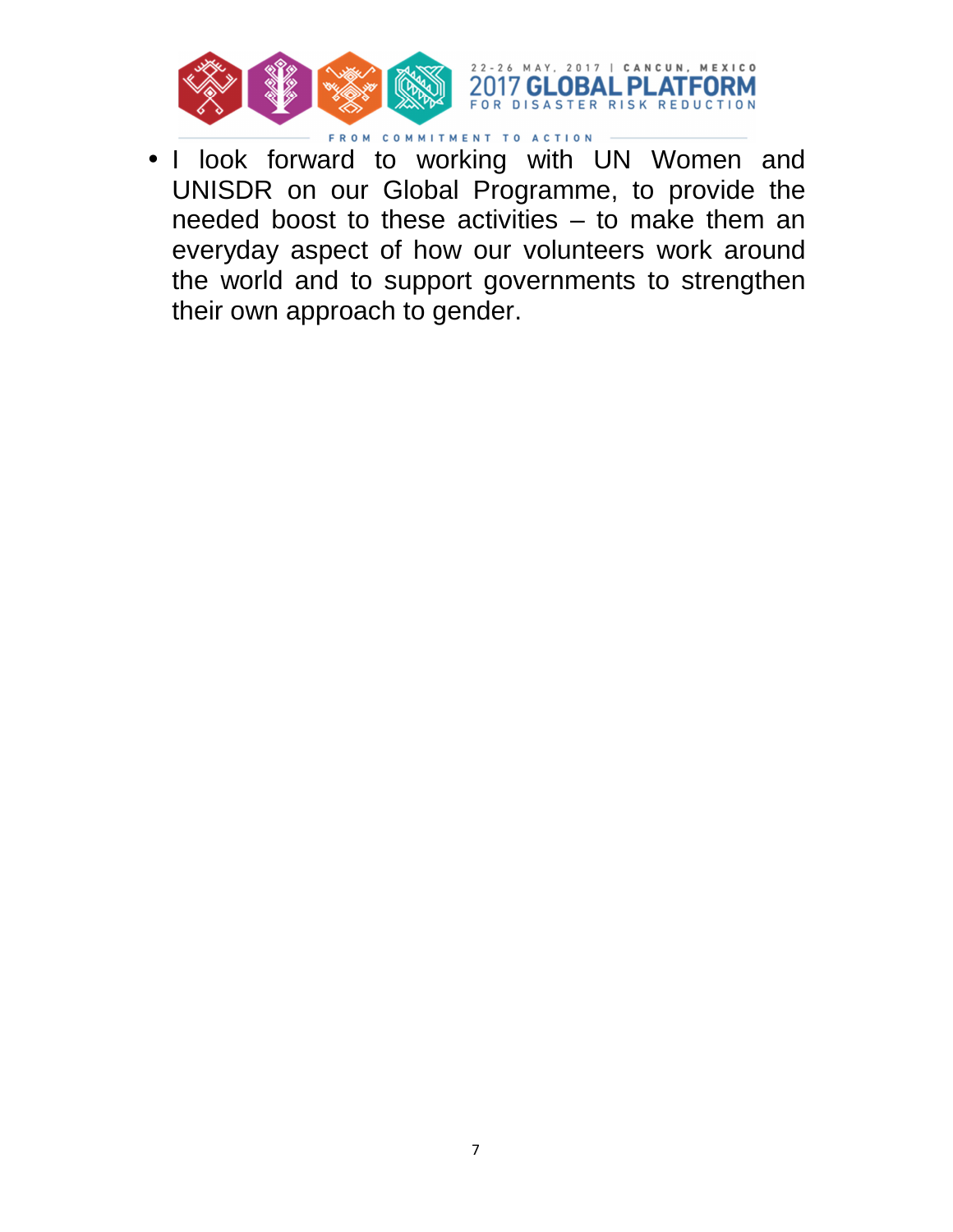- I look forward to working with UN Women and UNISDR on our Global Programme, to provide the needed boost to these activities – to make them an everyday aspect of how our volunteers work around the world and to support governments to strengthen their own approach to gender.